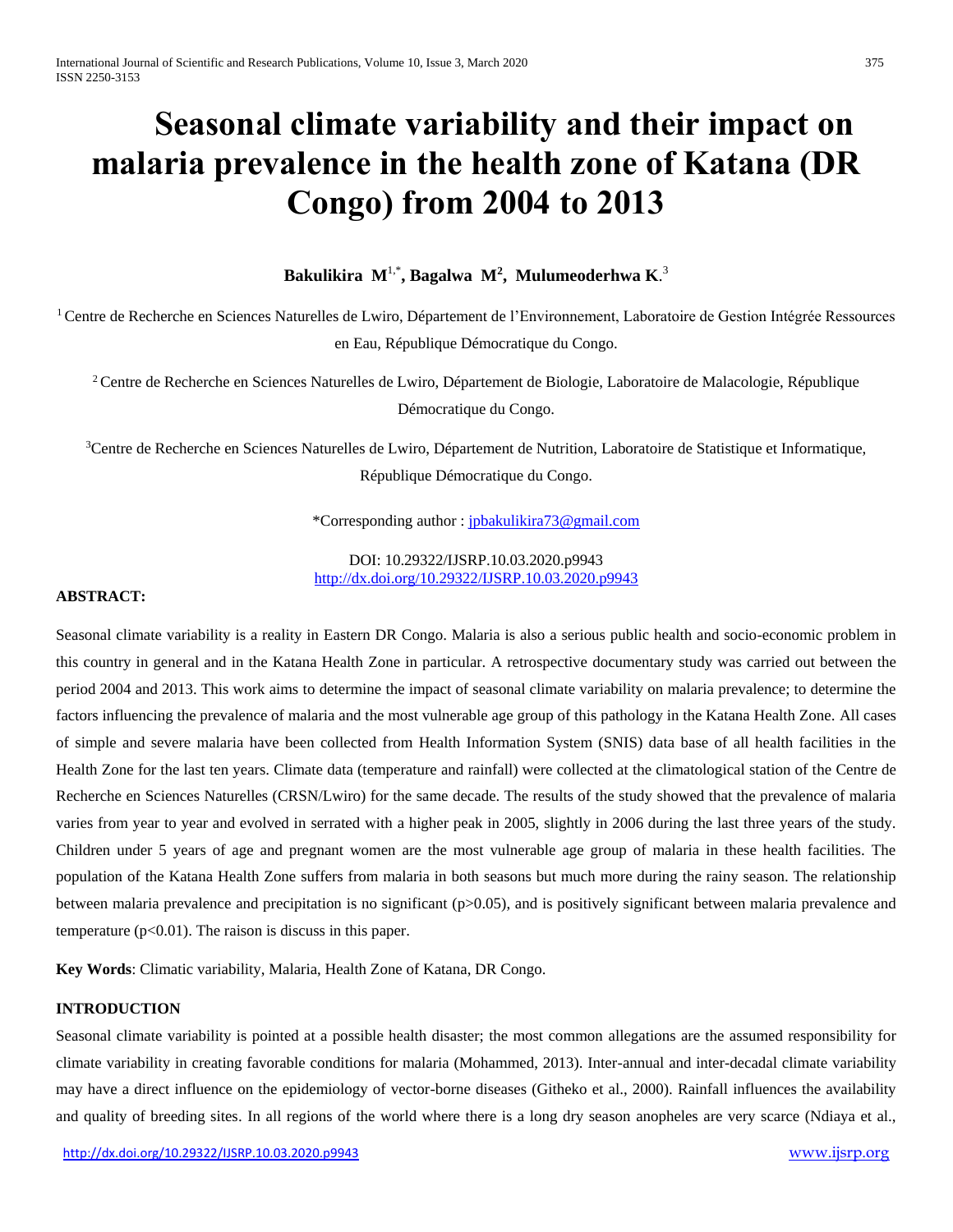# Seasonal climate variability and their impact on malaria prevalence in the health zone of Katana (DR Congo) from 2004 to 2013

**Bakulikira M**[1,*], **Bagalwa M**[2], **Mulumeoderhwa K**.[3]

[1] Centre de Recherche en Sciences Naturelles de Lwiro, Département de l'Environnement, Laboratoire de Gestion Intégrée Ressources en Eau, République Démocratique du Congo.

[2] Centre de Recherche en Sciences Naturelles de Lwiro, Département de Biologie, Laboratoire de Malacologie, République Démocratique du Congo.

[3] Centre de Recherche en Sciences Naturelles de Lwiro, Département de Nutrition, Laboratoire de Statistique et Informatique, République Démocratique du Congo.

*Corresponding author : jpbakulikira73@gmail.com

DOI: 10.29322/IJSRP.10.03.2020.p9943
http://dx.doi.org/10.29322/IJSRP.10.03.2020.p9943

**ABSTRACT:**

Seasonal climate variability is a reality in Eastern DR Congo. Malaria is also a serious public health and socio-economic problem in this country in general and in the Katana Health Zone in particular. A retrospective documentary study was carried out between the period 2004 and 2013. This work aims to determine the impact of seasonal climate variability on malaria prevalence; to determine the factors influencing the prevalence of malaria and the most vulnerable age group of this pathology in the Katana Health Zone. All cases of simple and severe malaria have been collected from Health Information System (SNIS) data base of all health facilities in the Health Zone for the last ten years. Climate data (temperature and rainfall) were collected at the climatological station of the Centre de Recherche en Sciences Naturelles (CRSN/Lwiro) for the same decade. The results of the study showed that the prevalence of malaria varies from year to year and evolved in serrated with a higher peak in 2005, slightly in 2006 during the last three years of the study. Children under 5 years of age and pregnant women are the most vulnerable age group of malaria in these health facilities. The population of the Katana Health Zone suffers from malaria in both seasons but much more during the rainy season. The relationship between malaria prevalence and precipitation is no significant ($p>0.05$), and is positively significant between malaria prevalence and temperature ($p<0.01$). The raison is discuss in this paper.

**Key Words**: Climatic variability, Malaria, Health Zone of Katana, DR Congo.

**INTRODUCTION**

Seasonal climate variability is pointed at a possible health disaster; the most common allegations are the assumed responsibility for climate variability in creating favorable conditions for malaria (Mohammed, 2013). Inter-annual and inter-decadal climate variability may have a direct influence on the epidemiology of vector-borne diseases (Githeko et al., 2000). Rainfall influences the availability and quality of breeding sites. In all regions of the world where there is a long dry season anopheles are very scarce (Ndiaya et al.,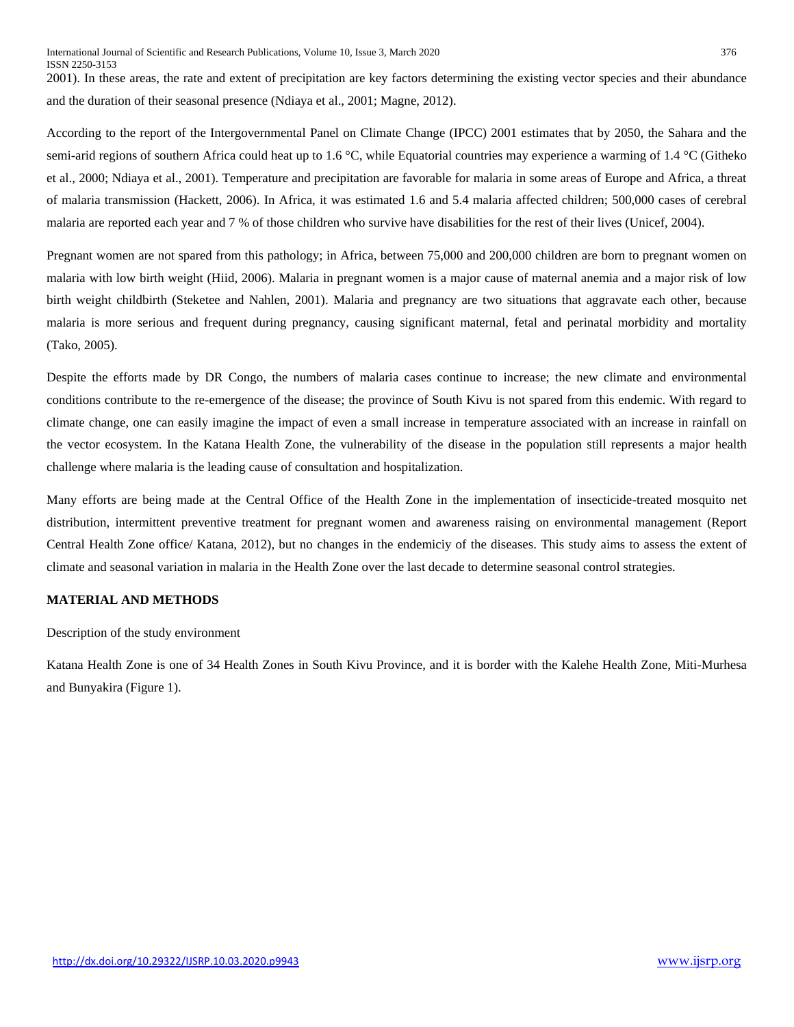2001). In these areas, the rate and extent of precipitation are key factors determining the existing vector species and their abundance and the duration of their seasonal presence (Ndiaya et al., 2001; Magne, 2012).

According to the report of the Intergovernmental Panel on Climate Change (IPCC) 2001 estimates that by 2050, the Sahara and the semi-arid regions of southern Africa could heat up to 1.6 °C, while Equatorial countries may experience a warming of 1.4 °C (Githeko et al., 2000; Ndiaya et al., 2001). Temperature and precipitation are favorable for malaria in some areas of Europe and Africa, a threat of malaria transmission (Hackett, 2006). In Africa, it was estimated 1.6 and 5.4 malaria affected children; 500,000 cases of cerebral malaria are reported each year and 7 % of those children who survive have disabilities for the rest of their lives (Unicef, 2004).

Pregnant women are not spared from this pathology; in Africa, between 75,000 and 200,000 children are born to pregnant women on malaria with low birth weight (Hiid, 2006). Malaria in pregnant women is a major cause of maternal anemia and a major risk of low birth weight childbirth (Steketee and Nahlen, 2001). Malaria and pregnancy are two situations that aggravate each other, because malaria is more serious and frequent during pregnancy, causing significant maternal, fetal and perinatal morbidity and mortality (Tako, 2005).

Despite the efforts made by DR Congo, the numbers of malaria cases continue to increase; the new climate and environmental conditions contribute to the re-emergence of the disease; the province of South Kivu is not spared from this endemic. With regard to climate change, one can easily imagine the impact of even a small increase in temperature associated with an increase in rainfall on the vector ecosystem. In the Katana Health Zone, the vulnerability of the disease in the population still represents a major health challenge where malaria is the leading cause of consultation and hospitalization.

Many efforts are being made at the Central Office of the Health Zone in the implementation of insecticide-treated mosquito net distribution, intermittent preventive treatment for pregnant women and awareness raising on environmental management (Report Central Health Zone office/ Katana, 2012), but no changes in the endemiciy of the diseases. This study aims to assess the extent of climate and seasonal variation in malaria in the Health Zone over the last decade to determine seasonal control strategies.

## MATERIAL AND METHODS

Description of the study environment

Katana Health Zone is one of 34 Health Zones in South Kivu Province, and it is border with the Kalehe Health Zone, Miti-Murhesa and Bunyakira (Figure 1).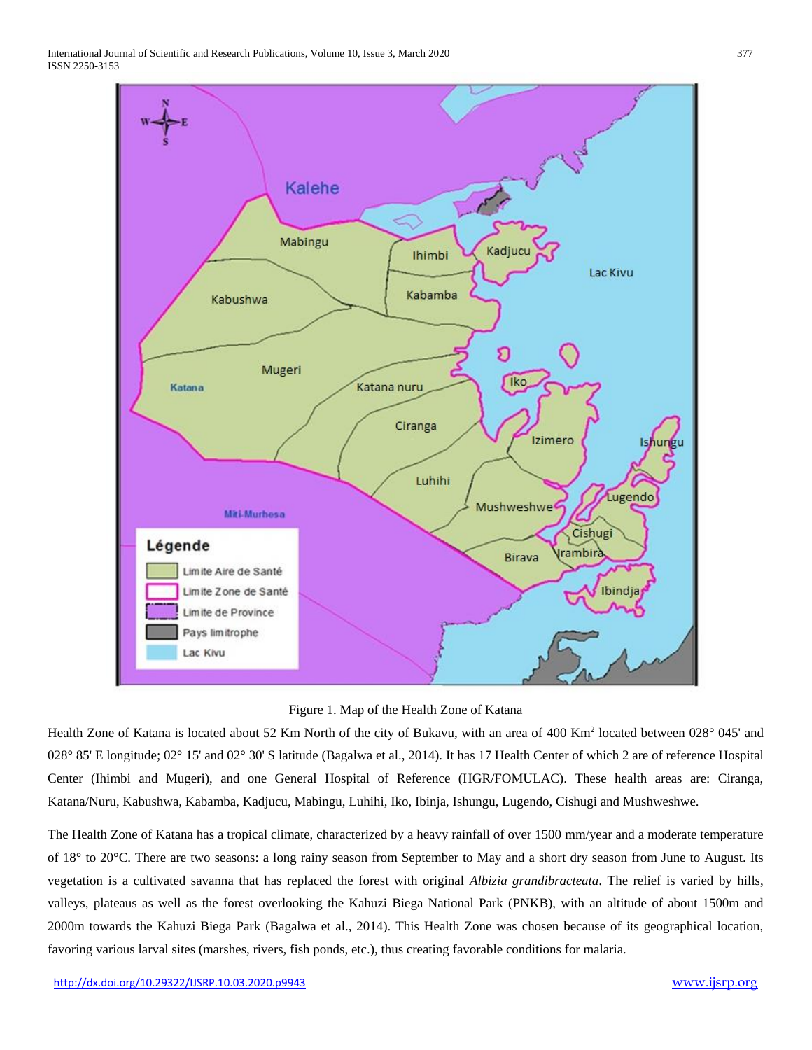Figure 1. Map of the Health Zone of Katana

Health Zone of Katana is located about 52 Km North of the city of Bukavu, with an area of 400 Km$^2$ located between 028° 045' and 028° 85' E longitude; 02° 15' and 02° 30' S latitude (Bagalwa et al., 2014). It has 17 Health Center of which 2 are of reference Hospital Center (Ihimbi and Mugeri), and one General Hospital of Reference (HGR/FOMULAC). These health areas are: Ciranga, Katana/Nuru, Kabushwa, Kabamba, Kadjucu, Mabingu, Luhihi, Iko, Ibinja, Ishungu, Lugendo, Cishugi and Mushweshwe.

The Health Zone of Katana has a tropical climate, characterized by a heavy rainfall of over 1500 mm/year and a moderate temperature of 18° to 20°C. There are two seasons: a long rainy season from September to May and a short dry season from June to August. Its vegetation is a cultivated savanna that has replaced the forest with original *Albizia grandibracteata*. The relief is varied by hills, valleys, plateaus as well as the forest overlooking the Kahuzi Biega National Park (PNKB), with an altitude of about 1500m and 2000m towards the Kahuzi Biega Park (Bagalwa et al., 2014). This Health Zone was chosen because of its geographical location, favoring various larval sites (marshes, rivers, fish ponds, etc.), thus creating favorable conditions for malaria.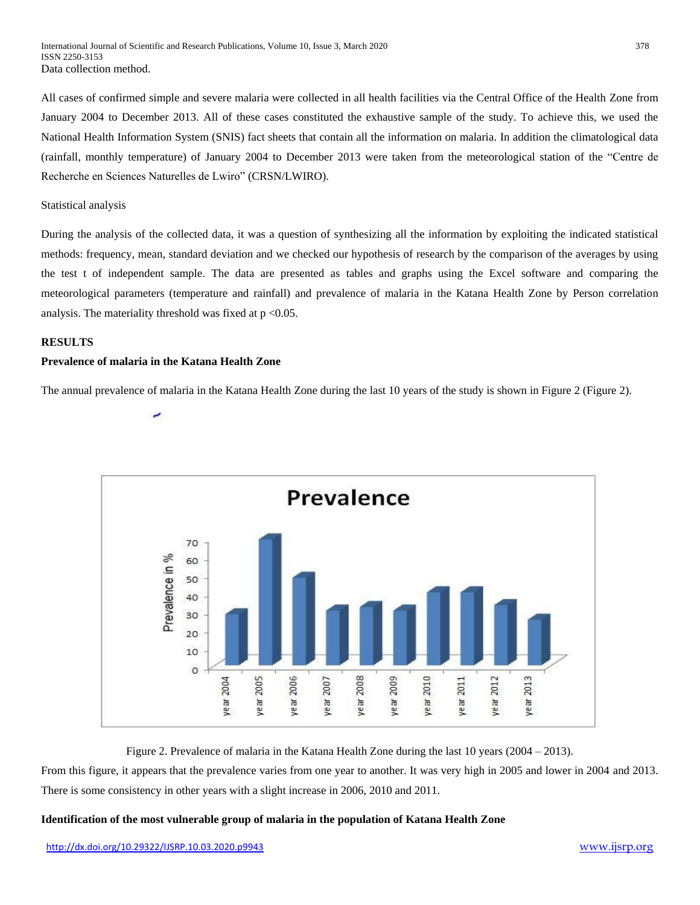Data collection method.

All cases of confirmed simple and severe malaria were collected in all health facilities via the Central Office of the Health Zone from January 2004 to December 2013. All of these cases constituted the exhaustive sample of the study. To achieve this, we used the National Health Information System (SNIS) fact sheets that contain all the information on malaria. In addition the climatological data (rainfall, monthly temperature) of January 2004 to December 2013 were taken from the meteorological station of the "Centre de Recherche en Sciences Naturelles de Lwiro" (CRSN/LWIRO).

Statistical analysis

During the analysis of the collected data, it was a question of synthesizing all the information by exploiting the indicated statistical methods: frequency, mean, standard deviation and we checked our hypothesis of research by the comparison of the averages by using the test t of independent sample. The data are presented as tables and graphs using the Excel software and comparing the meteorological parameters (temperature and rainfall) and prevalence of malaria in the Katana Health Zone by Person correlation analysis. The materiality threshold was fixed at $p < 0.05$.

## RESULTS

### Prevalence of malaria in the Katana Health Zone

The annual prevalence of malaria in the Katana Health Zone during the last 10 years of the study is shown in Figure 2 (Figure 2).

Figure 2. Prevalence of malaria in the Katana Health Zone during the last 10 years (2004 – 2013).

From this figure, it appears that the prevalence varies from one year to another. It was very high in 2005 and lower in 2004 and 2013. There is some consistency in other years with a slight increase in 2006, 2010 and 2011.

### Identification of the most vulnerable group of malaria in the population of Katana Health Zone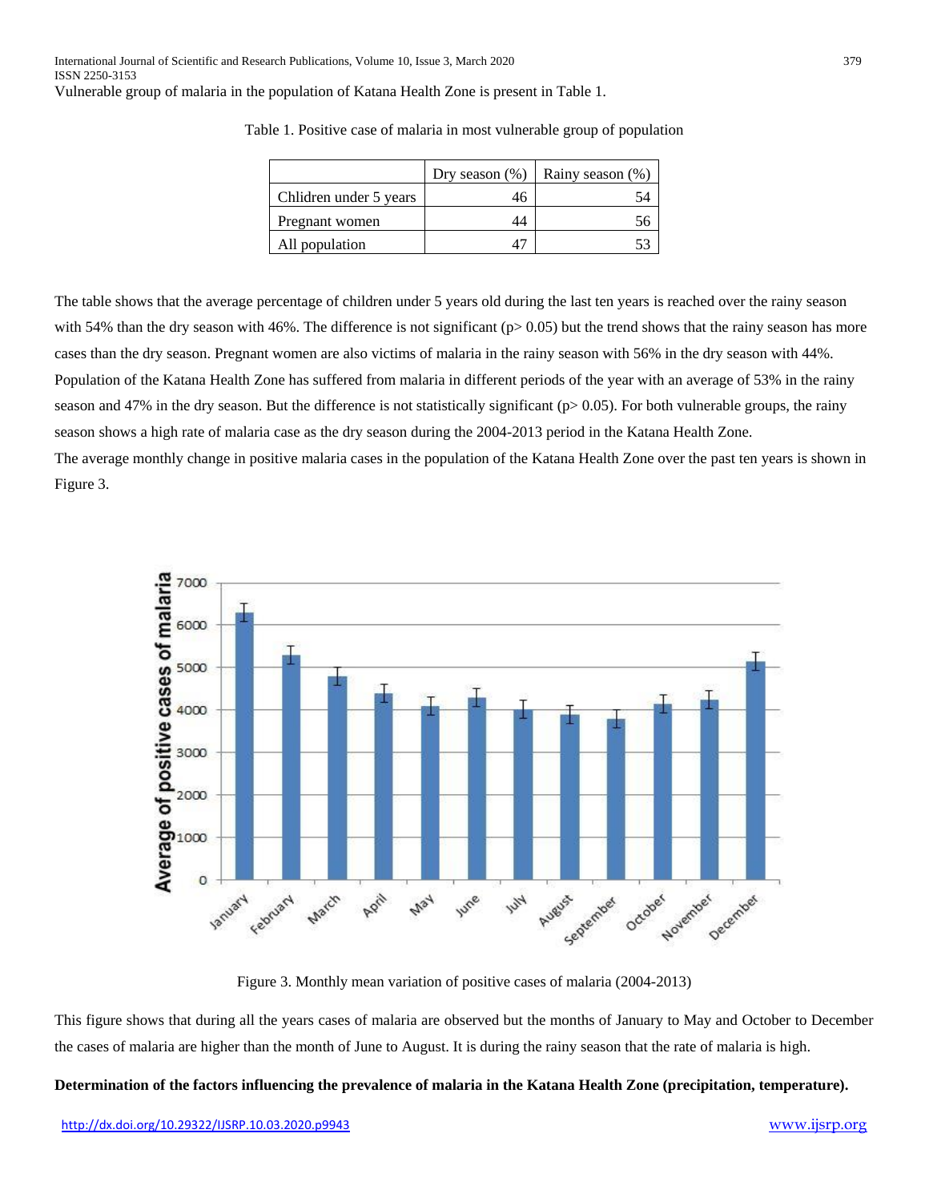Vulnerable group of malaria in the population of Katana Health Zone is present in Table 1.

Table 1. Positive case of malaria in most vulnerable group of population

| | Dry season (%) | Rainy season (%) |
|---|---|---|
| Chlidren under 5 years | 46 | 54 |
| Pregnant women | 44 | 56 |
| All population | 47 | 53 |

The table shows that the average percentage of children under 5 years old during the last ten years is reached over the rainy season with 54% than the dry season with 46%. The difference is not significant ($p > 0.05$) but the trend shows that the rainy season has more cases than the dry season. Pregnant women are also victims of malaria in the rainy season with 56% in the dry season with 44%. Population of the Katana Health Zone has suffered from malaria in different periods of the year with an average of 53% in the rainy season and 47% in the dry season. But the difference is not statistically significant ($p > 0.05$). For both vulnerable groups, the rainy season shows a high rate of malaria case as the dry season during the 2004-2013 period in the Katana Health Zone.

The average monthly change in positive malaria cases in the population of the Katana Health Zone over the past ten years is shown in Figure 3.

Figure 3. Monthly mean variation of positive cases of malaria (2004-2013)

This figure shows that during all the years cases of malaria are observed but the months of January to May and October to December the cases of malaria are higher than the month of June to August. It is during the rainy season that the rate of malaria is high.

**Determination of the factors influencing the prevalence of malaria in the Katana Health Zone (precipitation, temperature).**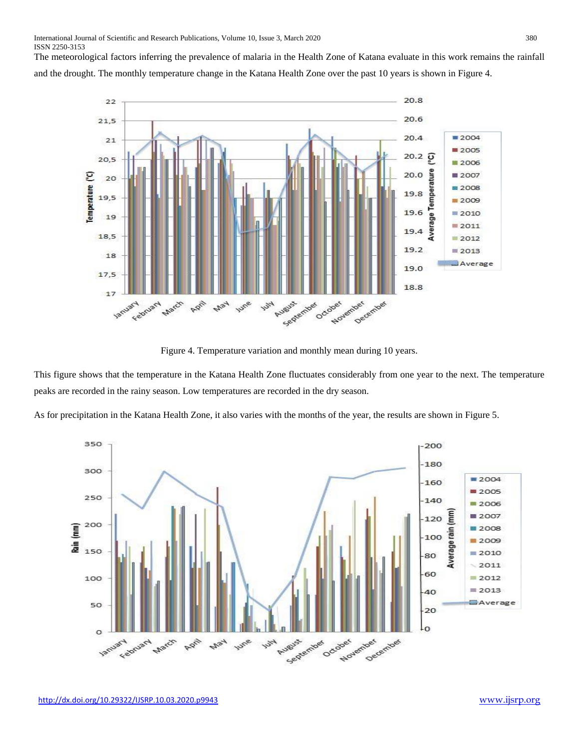The meteorological factors inferring the prevalence of malaria in the Health Zone of Katana evaluate in this work remains the rainfall and the drought. The monthly temperature change in the Katana Health Zone over the past 10 years is shown in Figure 4.

Figure 4. Temperature variation and monthly mean during 10 years.

This figure shows that the temperature in the Katana Health Zone fluctuates considerably from one year to the next. The temperature peaks are recorded in the rainy season. Low temperatures are recorded in the dry season.

As for precipitation in the Katana Health Zone, it also varies with the months of the year, the results are shown in Figure 5.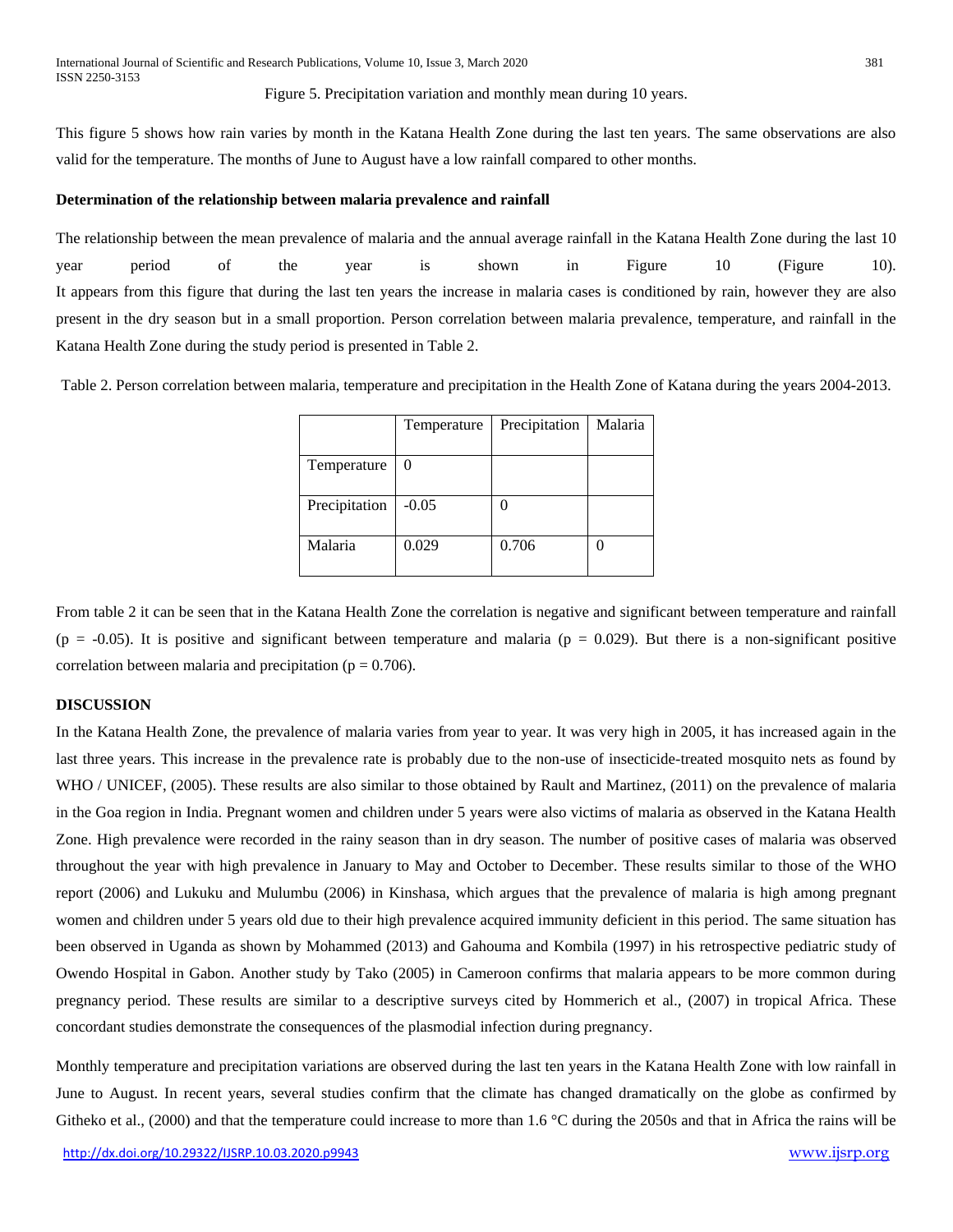Figure 5. Precipitation variation and monthly mean during 10 years.

This figure 5 shows how rain varies by month in the Katana Health Zone during the last ten years. The same observations are also valid for the temperature. The months of June to August have a low rainfall compared to other months.

**Determination of the relationship between malaria prevalence and rainfall**

The relationship between the mean prevalence of malaria and the annual average rainfall in the Katana Health Zone during the last 10 year period of the year is shown in Figure 10 (Figure 10).
It appears from this figure that during the last ten years the increase in malaria cases is conditioned by rain, however they are also present in the dry season but in a small proportion. Person correlation between malaria prevalence, temperature, and rainfall in the Katana Health Zone during the study period is presented in Table 2.

Table 2. Person correlation between malaria, temperature and precipitation in the Health Zone of Katana during the years 2004-2013.

| | Temperature | Precipitation | Malaria |
|---|---|---|---|
| Temperature | 0 | | |
| Precipitation | -0.05 | 0 | |
| Malaria | 0.029 | 0.706 | 0 |

From table 2 it can be seen that in the Katana Health Zone the correlation is negative and significant between temperature and rainfall ($p = -0.05$). It is positive and significant between temperature and malaria ($p = 0.029$). But there is a non-significant positive correlation between malaria and precipitation ($p = 0.706$).

## DISCUSSION

In the Katana Health Zone, the prevalence of malaria varies from year to year. It was very high in 2005, it has increased again in the last three years. This increase in the prevalence rate is probably due to the non-use of insecticide-treated mosquito nets as found by WHO / UNICEF, (2005). These results are also similar to those obtained by Rault and Martinez, (2011) on the prevalence of malaria in the Goa region in India. Pregnant women and children under 5 years were also victims of malaria as observed in the Katana Health Zone. High prevalence were recorded in the rainy season than in dry season. The number of positive cases of malaria was observed throughout the year with high prevalence in January to May and October to December. These results similar to those of the WHO report (2006) and Lukuku and Mulumbu (2006) in Kinshasa, which argues that the prevalence of malaria is high among pregnant women and children under 5 years old due to their high prevalence acquired immunity deficient in this period. The same situation has been observed in Uganda as shown by Mohammed (2013) and Gahouma and Kombila (1997) in his retrospective pediatric study of Owendo Hospital in Gabon. Another study by Tako (2005) in Cameroon confirms that malaria appears to be more common during pregnancy period. These results are similar to a descriptive surveys cited by Hommerich et al., (2007) in tropical Africa. These concordant studies demonstrate the consequences of the plasmodial infection during pregnancy.

Monthly temperature and precipitation variations are observed during the last ten years in the Katana Health Zone with low rainfall in June to August. In recent years, several studies confirm that the climate has changed dramatically on the globe as confirmed by Githeko et al., (2000) and that the temperature could increase to more than 1.6 °C during the 2050s and that in Africa the rains will be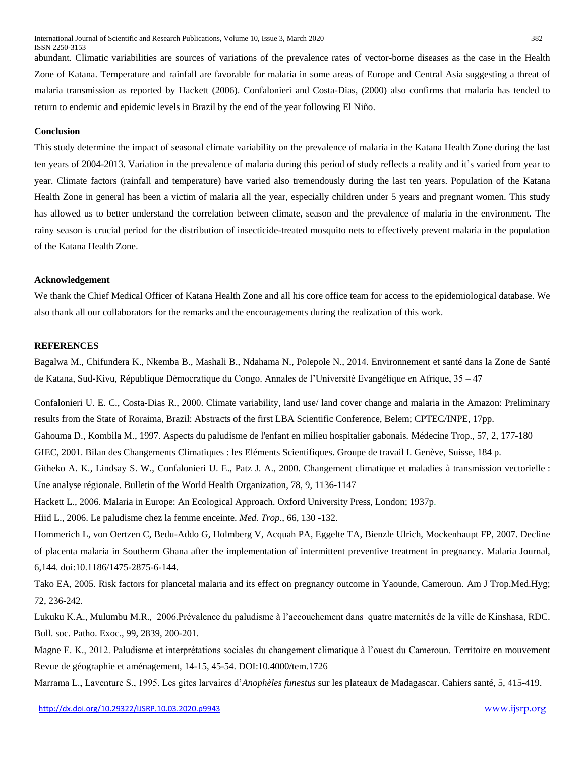abundant. Climatic variabilities are sources of variations of the prevalence rates of vector-borne diseases as the case in the Health Zone of Katana. Temperature and rainfall are favorable for malaria in some areas of Europe and Central Asia suggesting a threat of malaria transmission as reported by Hackett (2006). Confalonieri and Costa-Dias, (2000) also confirms that malaria has tended to return to endemic and epidemic levels in Brazil by the end of the year following El Niño.

**Conclusion**

This study determine the impact of seasonal climate variability on the prevalence of malaria in the Katana Health Zone during the last ten years of 2004-2013. Variation in the prevalence of malaria during this period of study reflects a reality and it's varied from year to year. Climate factors (rainfall and temperature) have varied also tremendously during the last ten years. Population of the Katana Health Zone in general has been a victim of malaria all the year, especially children under 5 years and pregnant women. This study has allowed us to better understand the correlation between climate, season and the prevalence of malaria in the environment. The rainy season is crucial period for the distribution of insecticide-treated mosquito nets to effectively prevent malaria in the population of the Katana Health Zone.

**Acknowledgement**

We thank the Chief Medical Officer of Katana Health Zone and all his core office team for access to the epidemiological database. We also thank all our collaborators for the remarks and the encouragements during the realization of this work.

**REFERENCES**

Bagalwa M., Chifundera K., Nkemba B., Mashali B., Ndahama N., Polepole N., 2014. Environnement et santé dans la Zone de Santé de Katana, Sud-Kivu, République Démocratique du Congo. Annales de l'Université Evangélique en Afrique, 35 – 47

Confalonieri U. E. C., Costa-Dias R., 2000. Climate variability, land use/ land cover change and malaria in the Amazon: Preliminary results from the State of Roraima, Brazil: Abstracts of the first LBA Scientific Conference, Belem; CPTEC/INPE, 17pp.

Gahouma D., Kombila M., 1997. Aspects du paludisme de l'enfant en milieu hospitalier gabonais. Médecine Trop., 57, 2, 177-180

GIEC, 2001. Bilan des Changements Climatiques : les Eléments Scientifiques. Groupe de travail I. Genève, Suisse, 184 p.

Githeko A. K., Lindsay S. W., Confalonieri U. E., Patz J. A., 2000. Changement climatique et maladies à transmission vectorielle : Une analyse régionale. Bulletin of the World Health Organization, 78, 9, 1136-1147

Hackett L., 2006. Malaria in Europe: An Ecological Approach. Oxford University Press, London; 1937p.

Hiid L., 2006. Le paludisme chez la femme enceinte. *Med. Trop.*, 66, 130 -132.

Hommerich L, von Oertzen C, Bedu-Addo G, Holmberg V, Acquah PA, Eggelte TA, Bienzle Ulrich, Mockenhaupt FP, 2007. Decline of placenta malaria in Southerm Ghana after the implementation of intermittent preventive treatment in pregnancy. Malaria Journal, 6,144. doi:10.1186/1475-2875-6-144.

Tako EA, 2005. Risk factors for plancetal malaria and its effect on pregnancy outcome in Yaounde, Cameroun. Am J Trop.Med.Hyg; 72, 236-242.

Lukuku K.A., Mulumbu M.R., 2006.Prévalence du paludisme à l'accouchement dans quatre maternités de la ville de Kinshasa, RDC. Bull. soc. Patho. Exoc., 99, 2839, 200-201.

Magne E. K., 2012. Paludisme et interprétations sociales du changement climatique à l'ouest du Cameroun. Territoire en mouvement Revue de géographie et aménagement, 14-15, 45-54. DOI:10.4000/tem.1726

Marrama L., Laventure S., 1995. Les gites larvaires d'*Anophèles funestus* sur les plateaux de Madagascar. Cahiers santé, 5, 415-419.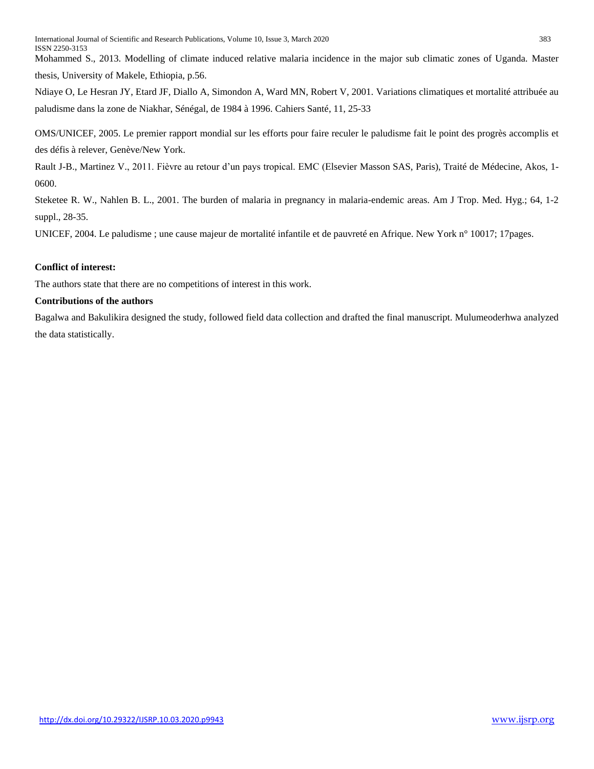Mohammed S., 2013. Modelling of climate induced relative malaria incidence in the major sub climatic zones of Uganda. Master thesis, University of Makele, Ethiopia, p.56.

Ndiaye O, Le Hesran JY, Etard JF, Diallo A, Simondon A, Ward MN, Robert V, 2001. Variations climatiques et mortalité attribuée au paludisme dans la zone de Niakhar, Sénégal, de 1984 à 1996. Cahiers Santé, 11, 25-33

OMS/UNICEF, 2005. Le premier rapport mondial sur les efforts pour faire reculer le paludisme fait le point des progrès accomplis et des défis à relever, Genève/New York.

Rault J-B., Martinez V., 2011. Fièvre au retour d'un pays tropical. EMC (Elsevier Masson SAS, Paris), Traité de Médecine, Akos, 1-0600.

Steketee R. W., Nahlen B. L., 2001. The burden of malaria in pregnancy in malaria-endemic areas. Am J Trop. Med. Hyg.; 64, 1-2 suppl., 28-35.

UNICEF, 2004. Le paludisme ; une cause majeur de mortalité infantile et de pauvreté en Afrique. New York n° 10017; 17pages.

**Conflict of interest:**

The authors state that there are no competitions of interest in this work.

**Contributions of the authors**

Bagalwa and Bakulikira designed the study, followed field data collection and drafted the final manuscript. Mulumeoderhwa analyzed the data statistically.